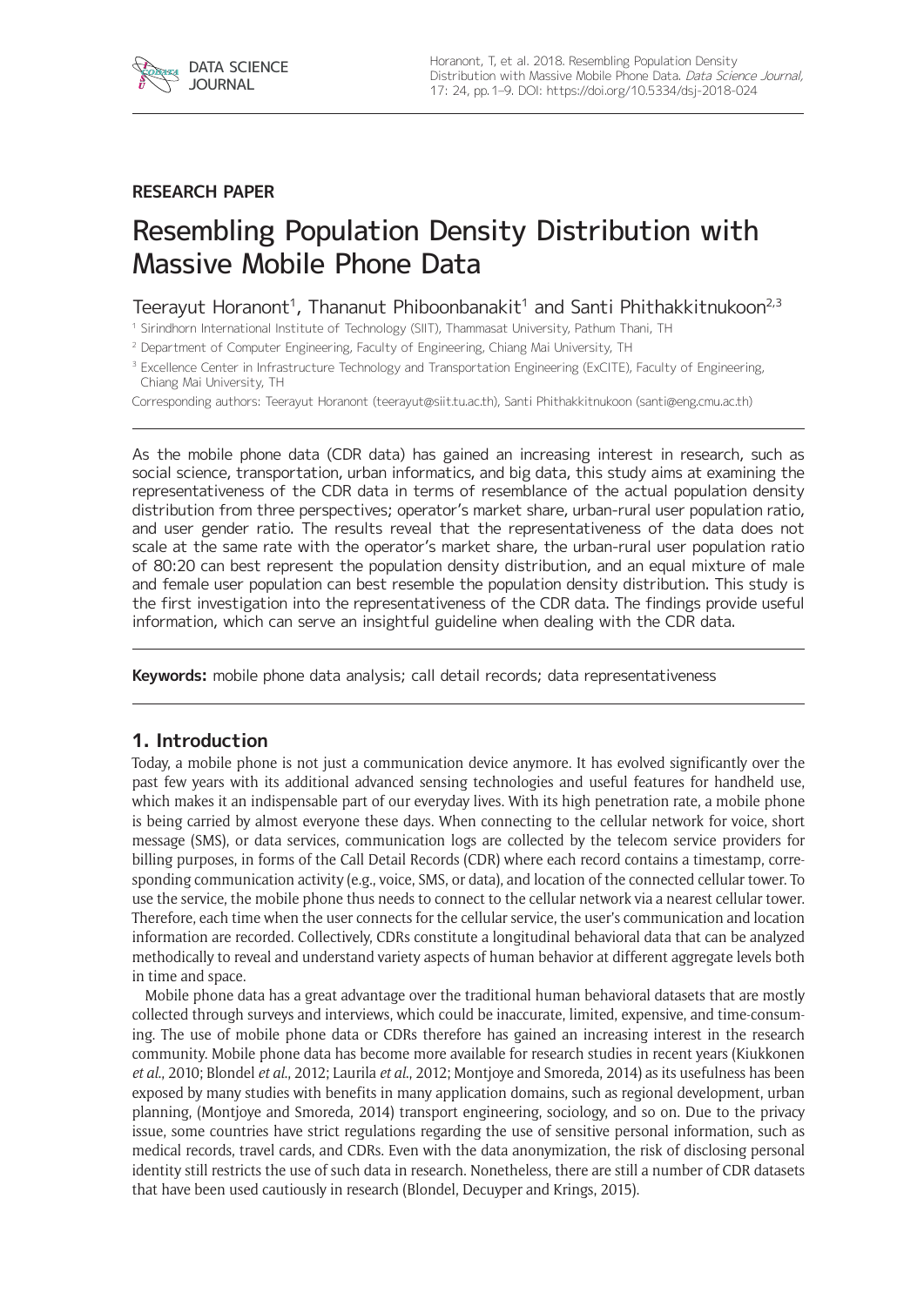RESEARCH PAPER

# Resembling Population Density Distribution with Massive Mobile Phone Data

Teerayut Horanont[1], Thananut Phiboonbanakit[1] and Santi Phithakkitnukoon[2,3]

[1] Sirindhorn International Institute of Technology (SIIT), Thammasat University, Pathum Thani, TH

[2] Department of Computer Engineering, Faculty of Engineering, Chiang Mai University, TH

[3] Excellence Center in Infrastructure Technology and Transportation Engineering (ExCITE), Faculty of Engineering, Chiang Mai University, TH

Corresponding authors: Teerayut Horanont (teerayut@siit.tu.ac.th), Santi Phithakkitnukoon (santi@eng.cmu.ac.th)

---

As the mobile phone data (CDR data) has gained an increasing interest in research, such as social science, transportation, urban informatics, and big data, this study aims at examining the representativeness of the CDR data in terms of resemblance of the actual population density distribution from three perspectives; operator's market share, urban-rural user population ratio, and user gender ratio. The results reveal that the representativeness of the data does not scale at the same rate with the operator's market share, the urban-rural user population ratio of 80:20 can best represent the population density distribution, and an equal mixture of male and female user population can best resemble the population density distribution. This study is the first investigation into the representativeness of the CDR data. The findings provide useful information, which can serve an insightful guideline when dealing with the CDR data.

---

**Keywords:** mobile phone data analysis; call detail records; data representativeness

---

## 1. Introduction

Today, a mobile phone is not just a communication device anymore. It has evolved significantly over the past few years with its additional advanced sensing technologies and useful features for handheld use, which makes it an indispensable part of our everyday lives. With its high penetration rate, a mobile phone is being carried by almost everyone these days. When connecting to the cellular network for voice, short message (SMS), or data services, communication logs are collected by the telecom service providers for billing purposes, in forms of the Call Detail Records (CDR) where each record contains a timestamp, corresponding communication activity (e.g., voice, SMS, or data), and location of the connected cellular tower. To use the service, the mobile phone thus needs to connect to the cellular network via a nearest cellular tower. Therefore, each time when the user connects for the cellular service, the user's communication and location information are recorded. Collectively, CDRs constitute a longitudinal behavioral data that can be analyzed methodically to reveal and understand variety aspects of human behavior at different aggregate levels both in time and space.

Mobile phone data has a great advantage over the traditional human behavioral datasets that are mostly collected through surveys and interviews, which could be inaccurate, limited, expensive, and time-consuming. The use of mobile phone data or CDRs therefore has gained an increasing interest in the research community. Mobile phone data has become more available for research studies in recent years (Kiukkonen *et al.*, 2010; Blondel *et al.*, 2012; Laurila *et al.*, 2012; Montjoye and Smoreda, 2014) as its usefulness has been exposed by many studies with benefits in many application domains, such as regional development, urban planning, (Montjoye and Smoreda, 2014) transport engineering, sociology, and so on. Due to the privacy issue, some countries have strict regulations regarding the use of sensitive personal information, such as medical records, travel cards, and CDRs. Even with the data anonymization, the risk of disclosing personal identity still restricts the use of such data in research. Nonetheless, there are still a number of CDR datasets that have been used cautiously in research (Blondel, Decuyper and Krings, 2015).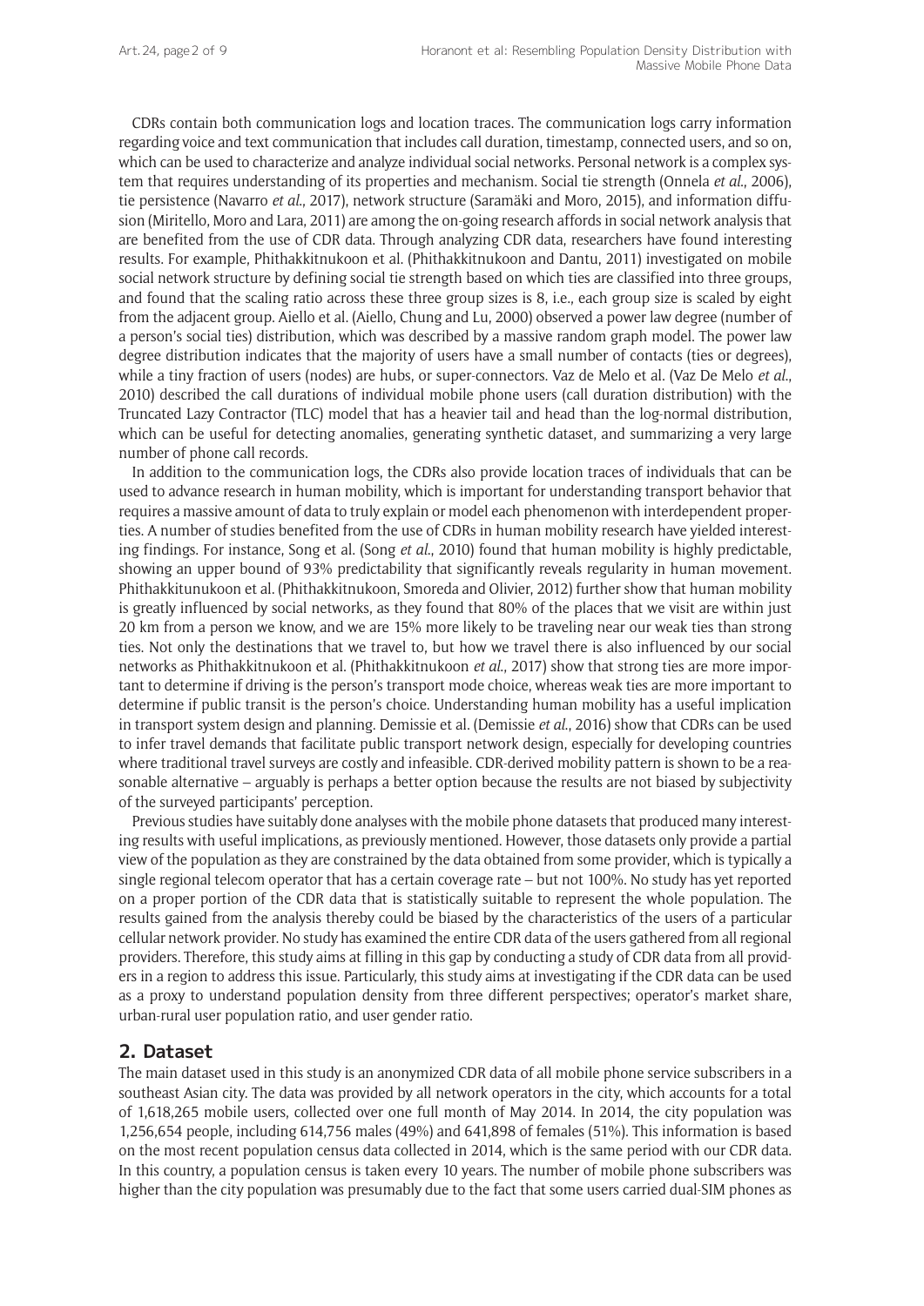CDRs contain both communication logs and location traces. The communication logs carry information regarding voice and text communication that includes call duration, timestamp, connected users, and so on, which can be used to characterize and analyze individual social networks. Personal network is a complex system that requires understanding of its properties and mechanism. Social tie strength (Onnela *et al.*, 2006), tie persistence (Navarro *et al.*, 2017), network structure (Saramäki and Moro, 2015), and information diffusion (Miritello, Moro and Lara, 2011) are among the on-going research affords in social network analysis that are benefited from the use of CDR data. Through analyzing CDR data, researchers have found interesting results. For example, Phithakkitnukoon et al. (Phithakkitnukoon and Dantu, 2011) investigated on mobile social network structure by defining social tie strength based on which ties are classified into three groups, and found that the scaling ratio across these three group sizes is 8, i.e., each group size is scaled by eight from the adjacent group. Aiello et al. (Aiello, Chung and Lu, 2000) observed a power law degree (number of a person's social ties) distribution, which was described by a massive random graph model. The power law degree distribution indicates that the majority of users have a small number of contacts (ties or degrees), while a tiny fraction of users (nodes) are hubs, or super-connectors. Vaz de Melo et al. (Vaz De Melo *et al.*, 2010) described the call durations of individual mobile phone users (call duration distribution) with the Truncated Lazy Contractor (TLC) model that has a heavier tail and head than the log-normal distribution, which can be useful for detecting anomalies, generating synthetic dataset, and summarizing a very large number of phone call records.

In addition to the communication logs, the CDRs also provide location traces of individuals that can be used to advance research in human mobility, which is important for understanding transport behavior that requires a massive amount of data to truly explain or model each phenomenon with interdependent properties. A number of studies benefited from the use of CDRs in human mobility research have yielded interesting findings. For instance, Song et al. (Song *et al.*, 2010) found that human mobility is highly predictable, showing an upper bound of 93% predictability that significantly reveals regularity in human movement. Phithakkitunukoon et al. (Phithakkitnukoon, Smoreda and Olivier, 2012) further show that human mobility is greatly influenced by social networks, as they found that 80% of the places that we visit are within just 20 km from a person we know, and we are 15% more likely to be traveling near our weak ties than strong ties. Not only the destinations that we travel to, but how we travel there is also influenced by our social networks as Phithakkitnukoon et al. (Phithakkitnukoon *et al.*, 2017) show that strong ties are more important to determine if driving is the person's transport mode choice, whereas weak ties are more important to determine if public transit is the person's choice. Understanding human mobility has a useful implication in transport system design and planning. Demissie et al. (Demissie *et al.*, 2016) show that CDRs can be used to infer travel demands that facilitate public transport network design, especially for developing countries where traditional travel surveys are costly and infeasible. CDR-derived mobility pattern is shown to be a reasonable alternative – arguably is perhaps a better option because the results are not biased by subjectivity of the surveyed participants' perception.

Previous studies have suitably done analyses with the mobile phone datasets that produced many interesting results with useful implications, as previously mentioned. However, those datasets only provide a partial view of the population as they are constrained by the data obtained from some provider, which is typically a single regional telecom operator that has a certain coverage rate – but not 100%. No study has yet reported on a proper portion of the CDR data that is statistically suitable to represent the whole population. The results gained from the analysis thereby could be biased by the characteristics of the users of a particular cellular network provider. No study has examined the entire CDR data of the users gathered from all regional providers. Therefore, this study aims at filling in this gap by conducting a study of CDR data from all providers in a region to address this issue. Particularly, this study aims at investigating if the CDR data can be used as a proxy to understand population density from three different perspectives; operator's market share, urban-rural user population ratio, and user gender ratio.

## 2. Dataset

The main dataset used in this study is an anonymized CDR data of all mobile phone service subscribers in a southeast Asian city. The data was provided by all network operators in the city, which accounts for a total of 1,618,265 mobile users, collected over one full month of May 2014. In 2014, the city population was 1,256,654 people, including 614,756 males (49%) and 641,898 of females (51%). This information is based on the most recent population census data collected in 2014, which is the same period with our CDR data. In this country, a population census is taken every 10 years. The number of mobile phone subscribers was higher than the city population was presumably due to the fact that some users carried dual-SIM phones as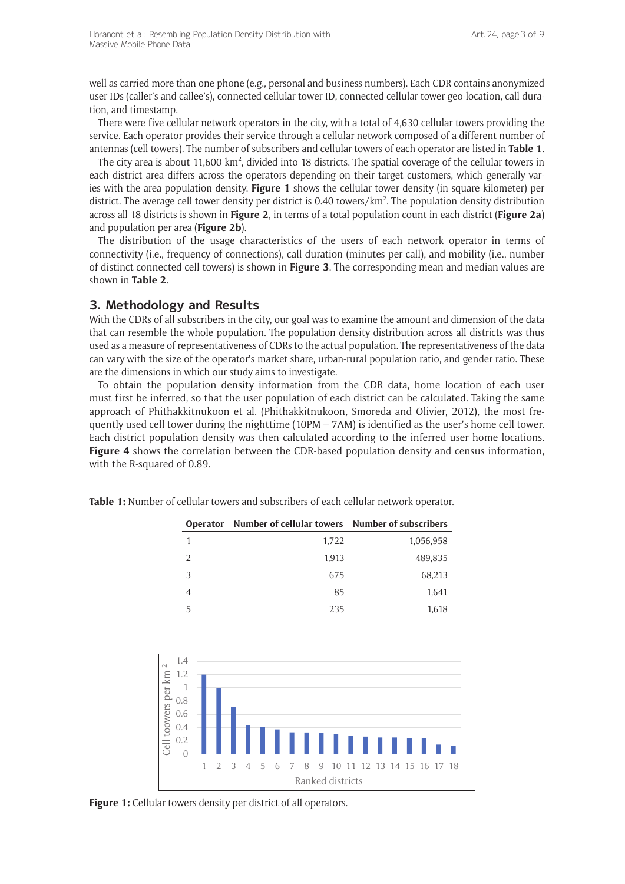well as carried more than one phone (e.g., personal and business numbers). Each CDR contains anonymized user IDs (caller's and callee's), connected cellular tower ID, connected cellular tower geo-location, call duration, and timestamp.

There were five cellular network operators in the city, with a total of 4,630 cellular towers providing the service. Each operator provides their service through a cellular network composed of a different number of antennas (cell towers). The number of subscribers and cellular towers of each operator are listed in **Table 1**.

The city area is about 11,600 km$^2$, divided into 18 districts. The spatial coverage of the cellular towers in each district area differs across the operators depending on their target customers, which generally varies with the area population density. **Figure 1** shows the cellular tower density (in square kilometer) per district. The average cell tower density per district is 0.40 towers/km$^2$. The population density distribution across all 18 districts is shown in **Figure 2**, in terms of a total population count in each district (**Figure 2a**) and population per area (**Figure 2b**).

The distribution of the usage characteristics of the users of each network operator in terms of connectivity (i.e., frequency of connections), call duration (minutes per call), and mobility (i.e., number of distinct connected cell towers) is shown in **Figure 3**. The corresponding mean and median values are shown in **Table 2**.

## 3. Methodology and Results

With the CDRs of all subscribers in the city, our goal was to examine the amount and dimension of the data that can resemble the whole population. The population density distribution across all districts was thus used as a measure of representativeness of CDRs to the actual population. The representativeness of the data can vary with the size of the operator's market share, urban-rural population ratio, and gender ratio. These are the dimensions in which our study aims to investigate.

To obtain the population density information from the CDR data, home location of each user must first be inferred, so that the user population of each district can be calculated. Taking the same approach of Phithakkitnukoon et al. (Phithakkitnukoon, Smoreda and Olivier, 2012), the most frequently used cell tower during the nighttime (10PM – 7AM) is identified as the user's home cell tower. Each district population density was then calculated according to the inferred user home locations. **Figure 4** shows the correlation between the CDR-based population density and census information, with the R-squared of 0.89.

**Table 1:** Number of cellular towers and subscribers of each cellular network operator.

| Operator | Number of cellular towers | Number of subscribers |
|---|---|---|
| 1 | 1,722 | 1,056,958 |
| 2 | 1,913 | 489,835 |
| 3 | 675 | 68,213 |
| 4 | 85 | 1,641 |
| 5 | 235 | 1,618 |

**Figure 1:** Cellular towers density per district of all operators.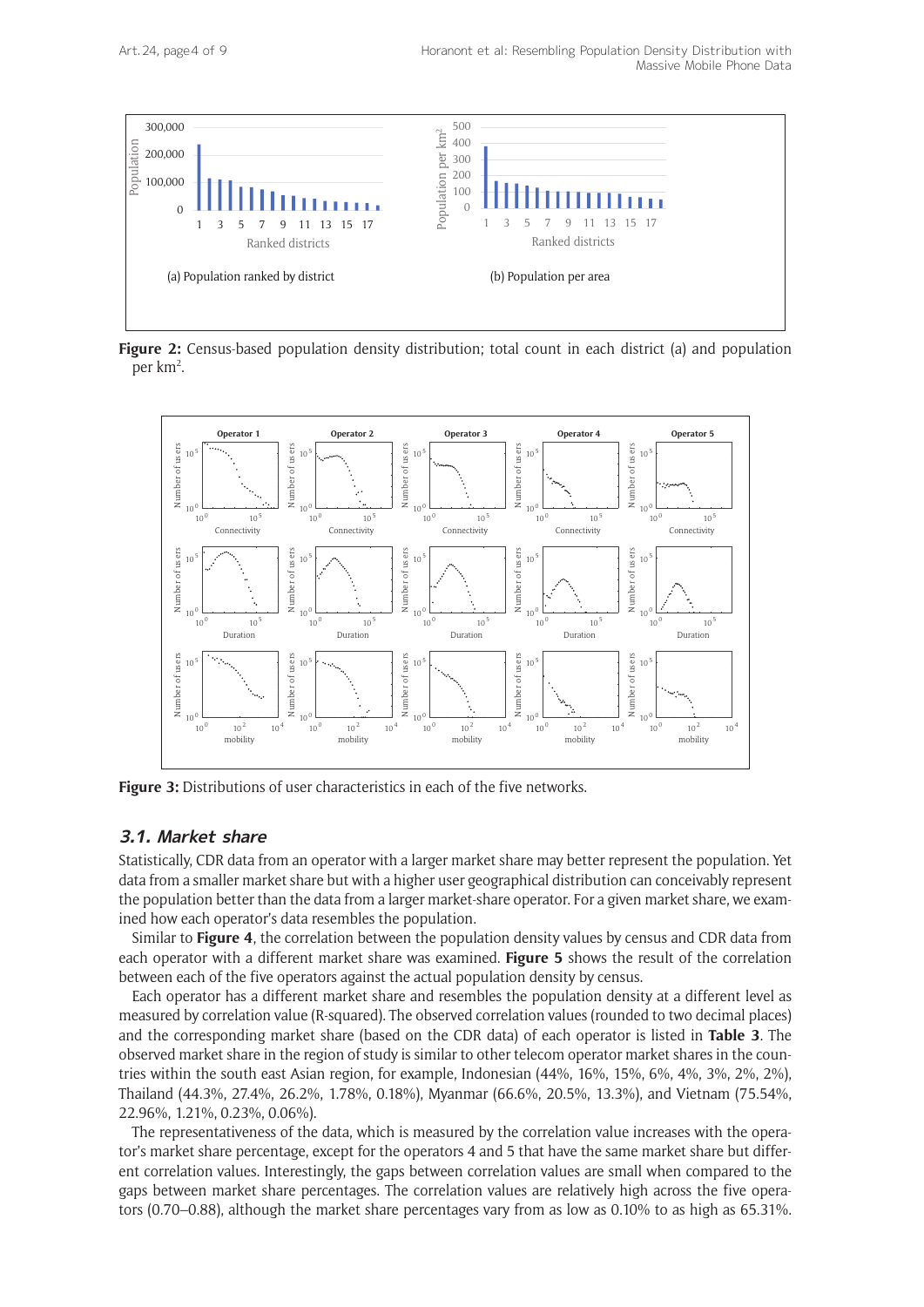Figure 2: Census-based population density distribution; total count in each district (a) and population per km$^2$.

Figure 3: Distributions of user characteristics in each of the five networks.

### 3.1. Market share

Statistically, CDR data from an operator with a larger market share may better represent the population. Yet data from a smaller market share but with a higher user geographical distribution can conceivably represent the population better than the data from a larger market-share operator. For a given market share, we examined how each operator's data resembles the population.

Similar to **Figure 4**, the correlation between the population density values by census and CDR data from each operator with a different market share was examined. **Figure 5** shows the result of the correlation between each of the five operators against the actual population density by census.

Each operator has a different market share and resembles the population density at a different level as measured by correlation value (R-squared). The observed correlation values (rounded to two decimal places) and the corresponding market share (based on the CDR data) of each operator is listed in **Table 3**. The observed market share in the region of study is similar to other telecom operator market shares in the countries within the south east Asian region, for example, Indonesian (44%, 16%, 15%, 6%, 4%, 3%, 2%, 2%), Thailand (44.3%, 27.4%, 26.2%, 1.78%, 0.18%), Myanmar (66.6%, 20.5%, 13.3%), and Vietnam (75.54%, 22.96%, 1.21%, 0.23%, 0.06%).

The representativeness of the data, which is measured by the correlation value increases with the operator's market share percentage, except for the operators 4 and 5 that have the same market share but different correlation values. Interestingly, the gaps between correlation values are small when compared to the gaps between market share percentages. The correlation values are relatively high across the five operators (0.70–0.88), although the market share percentages vary from as low as 0.10% to as high as 65.31%.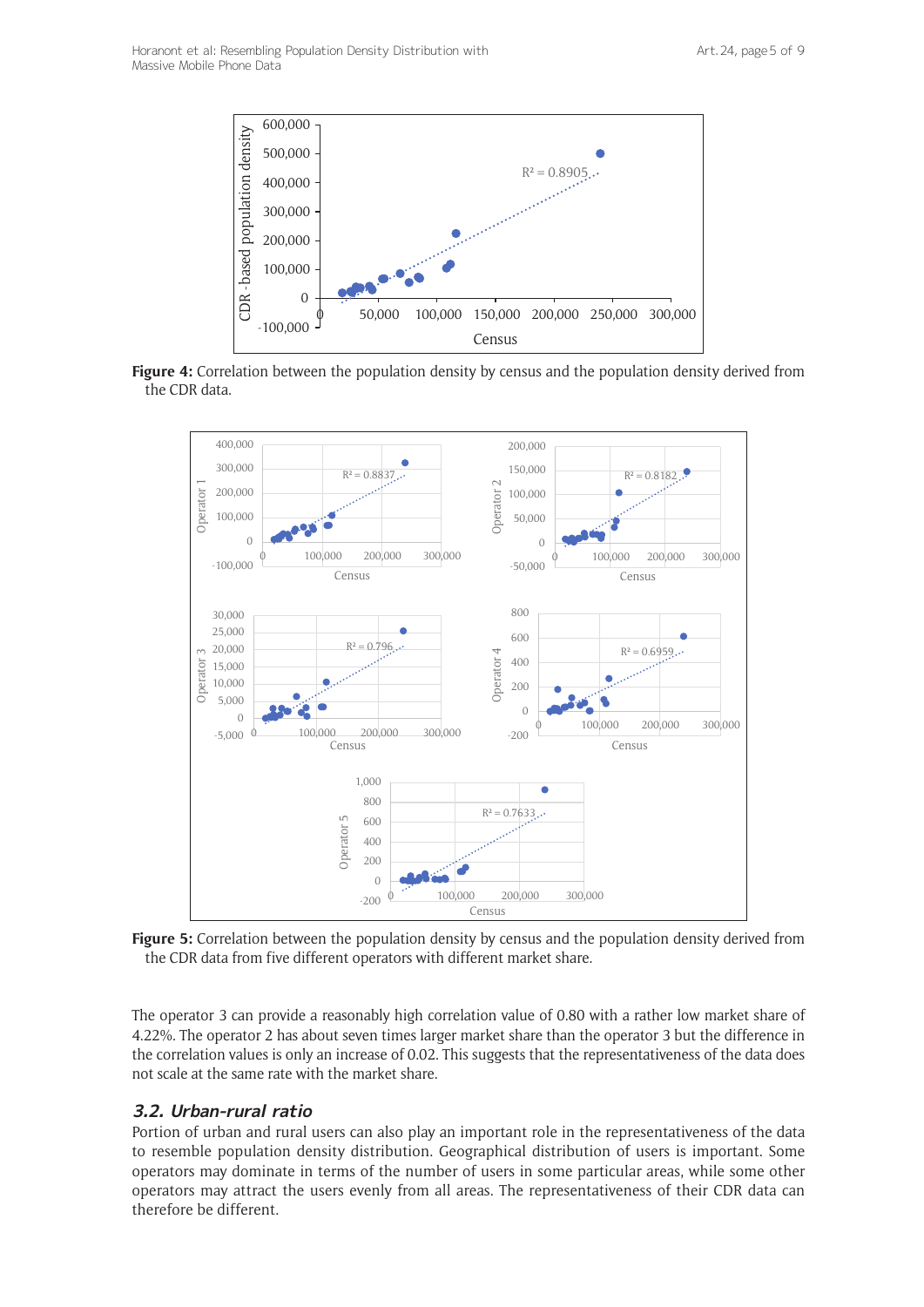**Figure 4:** Correlation between the population density by census and the population density derived from the CDR data.

**Figure 5:** Correlation between the population density by census and the population density derived from the CDR data from five different operators with different market share.

The operator 3 can provide a reasonably high correlation value of 0.80 with a rather low market share of 4.22%. The operator 2 has about seven times larger market share than the operator 3 but the difference in the correlation values is only an increase of 0.02. This suggests that the representativeness of the data does not scale at the same rate with the market share.

### *3.2. Urban-rural ratio*

Portion of urban and rural users can also play an important role in the representativeness of the data to resemble population density distribution. Geographical distribution of users is important. Some operators may dominate in terms of the number of users in some particular areas, while some other operators may attract the users evenly from all areas. The representativeness of their CDR data can therefore be different.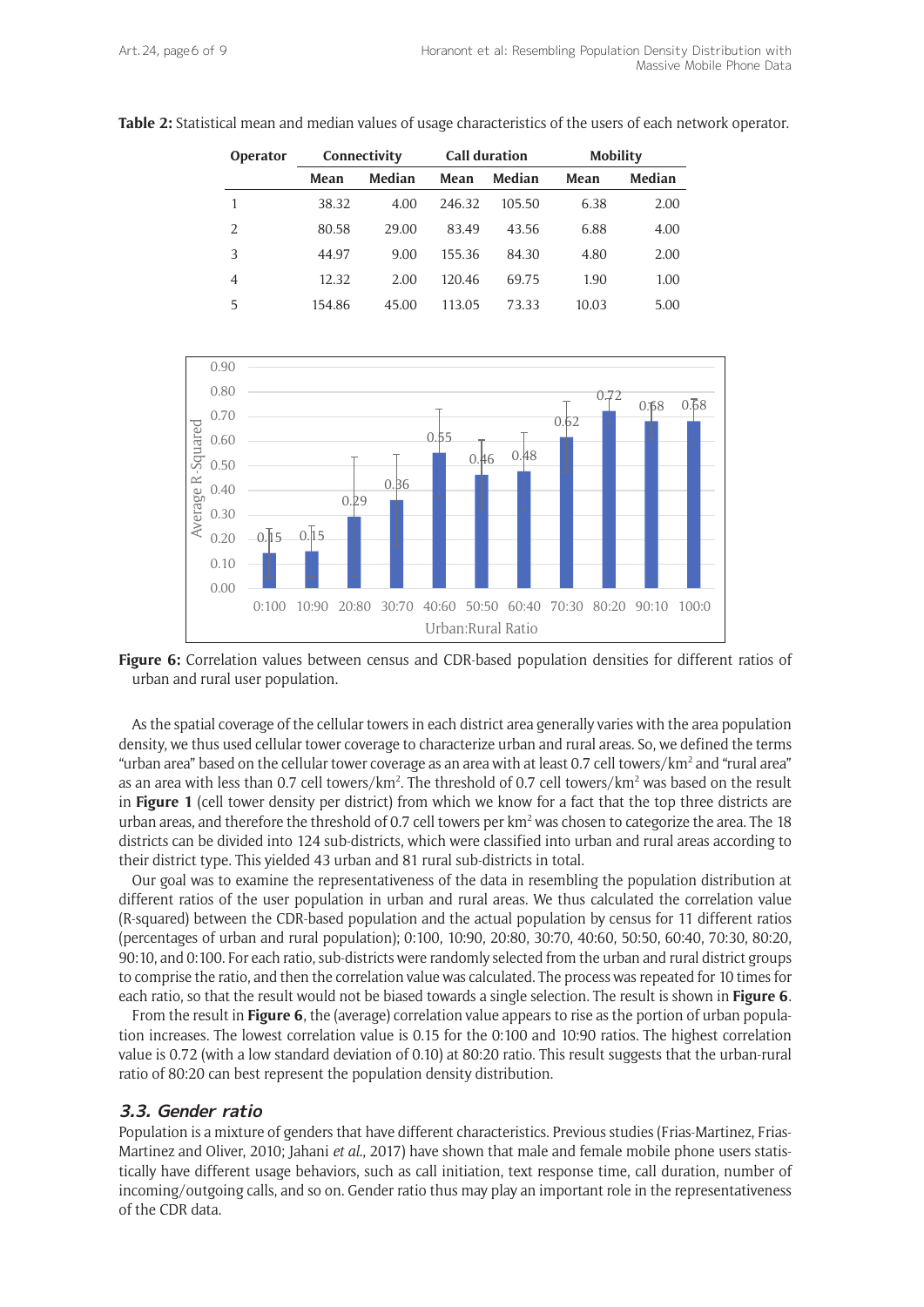**Table 2:** Statistical mean and median values of usage characteristics of the users of each network operator.

| Operator | Connectivity | | Call duration | | Mobility | |
|---|---|---|---|---|---|---|
| | Mean | Median | Mean | Median | Mean | Median |
| 1 | 38.32 | 4.00 | 246.32 | 105.50 | 6.38 | 2.00 |
| 2 | 80.58 | 29.00 | 83.49 | 43.56 | 6.88 | 4.00 |
| 3 | 44.97 | 9.00 | 155.36 | 84.30 | 4.80 | 2.00 |
| 4 | 12.32 | 2.00 | 120.46 | 69.75 | 1.90 | 1.00 |
| 5 | 154.86 | 45.00 | 113.05 | 73.33 | 10.03 | 5.00 |

**Figure 6:** Correlation values between census and CDR-based population densities for different ratios of urban and rural user population.

As the spatial coverage of the cellular towers in each district area generally varies with the area population density, we thus used cellular tower coverage to characterize urban and rural areas. So, we defined the terms "urban area" based on the cellular tower coverage as an area with at least 0.7 cell towers/km$^2$ and "rural area" as an area with less than 0.7 cell towers/km$^2$. The threshold of 0.7 cell towers/km$^2$ was based on the result in **Figure 1** (cell tower density per district) from which we know for a fact that the top three districts are urban areas, and therefore the threshold of 0.7 cell towers per km$^2$ was chosen to categorize the area. The 18 districts can be divided into 124 sub-districts, which were classified into urban and rural areas according to their district type. This yielded 43 urban and 81 rural sub-districts in total.

Our goal was to examine the representativeness of the data in resembling the population distribution at different ratios of the user population in urban and rural areas. We thus calculated the correlation value (R-squared) between the CDR-based population and the actual population by census for 11 different ratios (percentages of urban and rural population); 0:100, 10:90, 20:80, 30:70, 40:60, 50:50, 60:40, 70:30, 80:20, 90:10, and 0:100. For each ratio, sub-districts were randomly selected from the urban and rural district groups to comprise the ratio, and then the correlation value was calculated. The process was repeated for 10 times for each ratio, so that the result would not be biased towards a single selection. The result is shown in **Figure 6**.

From the result in **Figure 6**, the (average) correlation value appears to rise as the portion of urban population increases. The lowest correlation value is 0.15 for the 0:100 and 10:90 ratios. The highest correlation value is 0.72 (with a low standard deviation of 0.10) at 80:20 ratio. This result suggests that the urban-rural ratio of 80:20 can best represent the population density distribution.

### *3.3. Gender ratio*

Population is a mixture of genders that have different characteristics. Previous studies (Frias-Martinez, Frias-Martinez and Oliver, 2010; Jahani *et al.*, 2017) have shown that male and female mobile phone users statistically have different usage behaviors, such as call initiation, text response time, call duration, number of incoming/outgoing calls, and so on. Gender ratio thus may play an important role in the representativeness of the CDR data.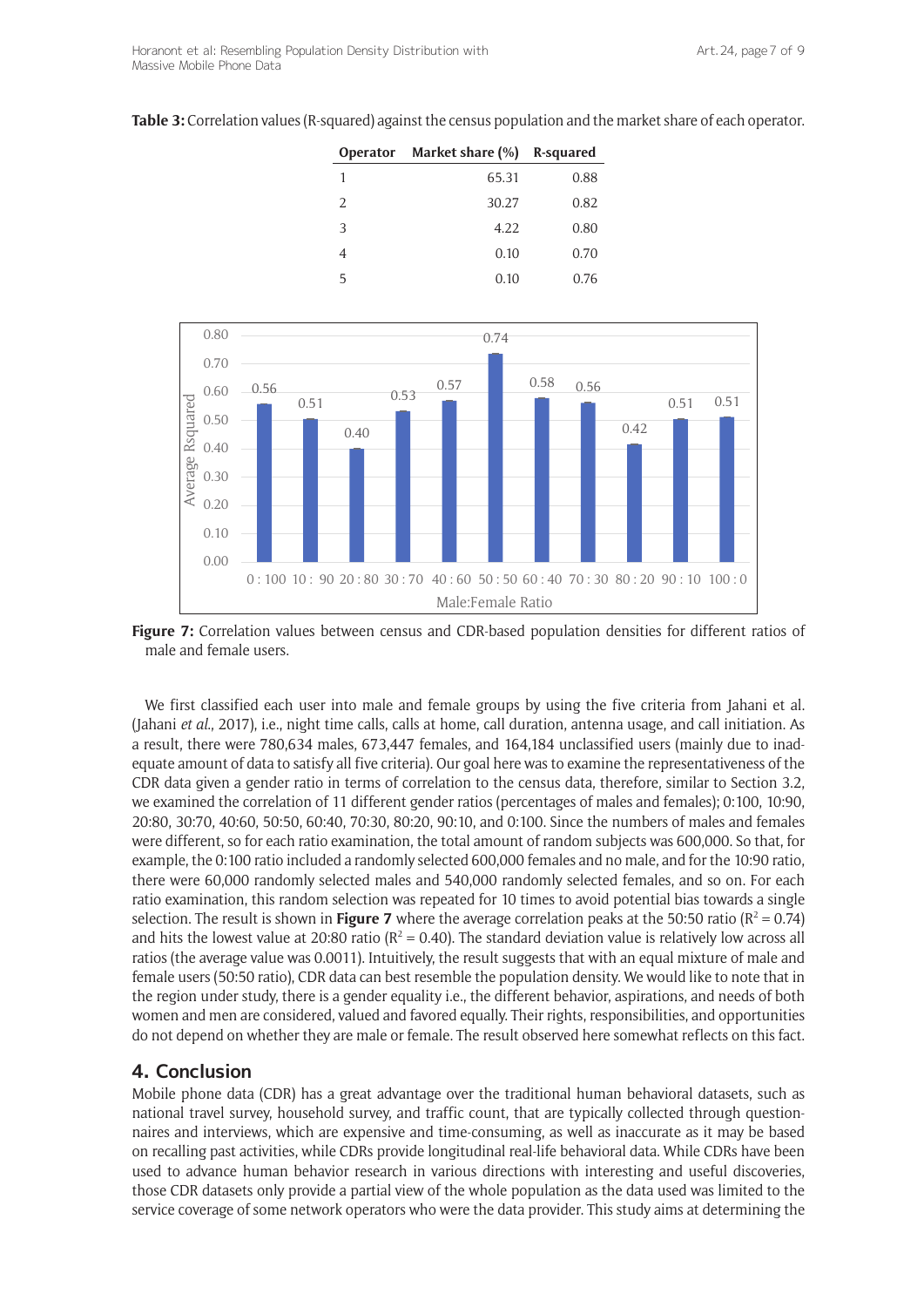**Table 3:** Correlation values (R-squared) against the census population and the market share of each operator.

| Operator | Market share (%) | R-squared |
|---|---|---|
| 1 | 65.31 | 0.88 |
| 2 | 30.27 | 0.82 |
| 3 | 4.22 | 0.80 |
| 4 | 0.10 | 0.70 |
| 5 | 0.10 | 0.76 |

**Figure 7:** Correlation values between census and CDR-based population densities for different ratios of male and female users.

We first classified each user into male and female groups by using the five criteria from Jahani et al. (Jahani *et al.*, 2017), i.e., night time calls, calls at home, call duration, antenna usage, and call initiation. As a result, there were 780,634 males, 673,447 females, and 164,184 unclassified users (mainly due to inadequate amount of data to satisfy all five criteria). Our goal here was to examine the representativeness of the CDR data given a gender ratio in terms of correlation to the census data, therefore, similar to Section 3.2, we examined the correlation of 11 different gender ratios (percentages of males and females); 0:100, 10:90, 20:80, 30:70, 40:60, 50:50, 60:40, 70:30, 80:20, 90:10, and 0:100. Since the numbers of males and females were different, so for each ratio examination, the total amount of random subjects was 600,000. So that, for example, the 0:100 ratio included a randomly selected 600,000 females and no male, and for the 10:90 ratio, there were 60,000 randomly selected males and 540,000 randomly selected females, and so on. For each ratio examination, this random selection was repeated for 10 times to avoid potential bias towards a single selection. The result is shown in **Figure 7** where the average correlation peaks at the 50:50 ratio ($R^2 = 0.74$) and hits the lowest value at 20:80 ratio ($R^2 = 0.40$). The standard deviation value is relatively low across all ratios (the average value was 0.0011). Intuitively, the result suggests that with an equal mixture of male and female users (50:50 ratio), CDR data can best resemble the population density. We would like to note that in the region under study, there is a gender equality i.e., the different behavior, aspirations, and needs of both women and men are considered, valued and favored equally. Their rights, responsibilities, and opportunities do not depend on whether they are male or female. The result observed here somewhat reflects on this fact.

## 4. Conclusion

Mobile phone data (CDR) has a great advantage over the traditional human behavioral datasets, such as national travel survey, household survey, and traffic count, that are typically collected through questionnaires and interviews, which are expensive and time-consuming, as well as inaccurate as it may be based on recalling past activities, while CDRs provide longitudinal real-life behavioral data. While CDRs have been used to advance human behavior research in various directions with interesting and useful discoveries, those CDR datasets only provide a partial view of the whole population as the data used was limited to the service coverage of some network operators who were the data provider. This study aims at determining the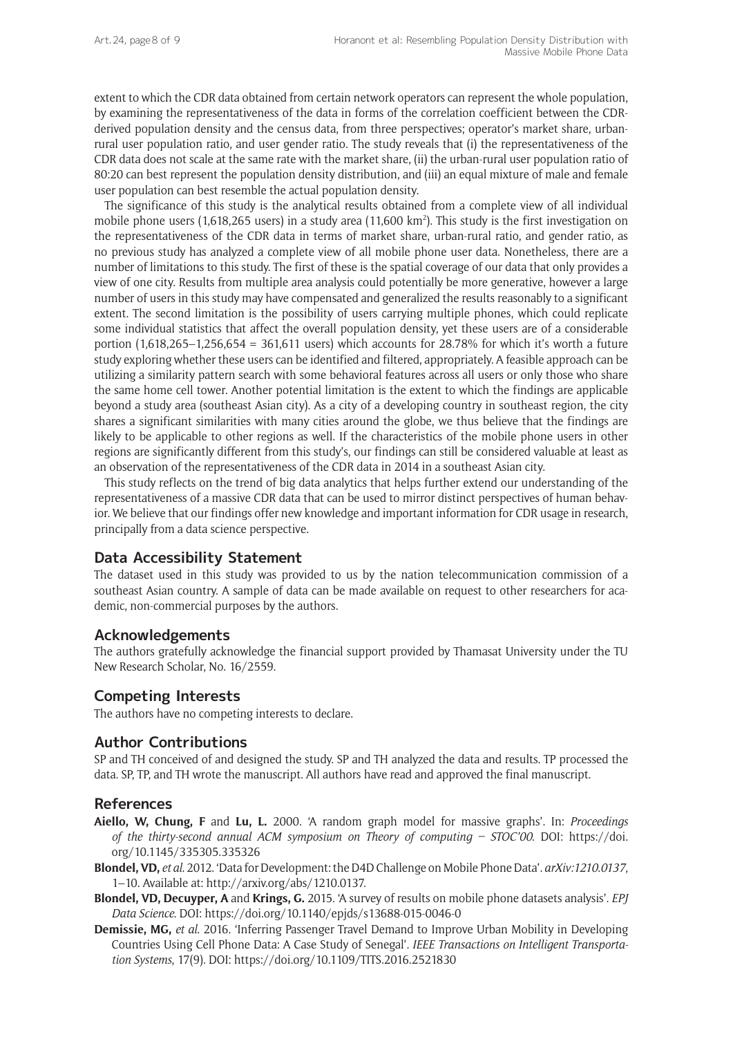extent to which the CDR data obtained from certain network operators can represent the whole population, by examining the representativeness of the data in forms of the correlation coefficient between the CDR-derived population density and the census data, from three perspectives; operator's market share, urban-rural user population ratio, and user gender ratio. The study reveals that (i) the representativeness of the CDR data does not scale at the same rate with the market share, (ii) the urban-rural user population ratio of 80:20 can best represent the population density distribution, and (iii) an equal mixture of male and female user population can best resemble the actual population density.

The significance of this study is the analytical results obtained from a complete view of all individual mobile phone users (1,618,265 users) in a study area (11,600 km$^2$). This study is the first investigation on the representativeness of the CDR data in terms of market share, urban-rural ratio, and gender ratio, as no previous study has analyzed a complete view of all mobile phone user data. Nonetheless, there are a number of limitations to this study. The first of these is the spatial coverage of our data that only provides a view of one city. Results from multiple area analysis could potentially be more generative, however a large number of users in this study may have compensated and generalized the results reasonably to a significant extent. The second limitation is the possibility of users carrying multiple phones, which could replicate some individual statistics that affect the overall population density, yet these users are of a considerable portion (1,618,265–1,256,654 = 361,611 users) which accounts for 28.78% for which it's worth a future study exploring whether these users can be identified and filtered, appropriately. A feasible approach can be utilizing a similarity pattern search with some behavioral features across all users or only those who share the same home cell tower. Another potential limitation is the extent to which the findings are applicable beyond a study area (southeast Asian city). As a city of a developing country in southeast region, the city shares a significant similarities with many cities around the globe, we thus believe that the findings are likely to be applicable to other regions as well. If the characteristics of the mobile phone users in other regions are significantly different from this study's, our findings can still be considered valuable at least as an observation of the representativeness of the CDR data in 2014 in a southeast Asian city.

This study reflects on the trend of big data analytics that helps further extend our understanding of the representativeness of a massive CDR data that can be used to mirror distinct perspectives of human behavior. We believe that our findings offer new knowledge and important information for CDR usage in research, principally from a data science perspective.

## Data Accessibility Statement

The dataset used in this study was provided to us by the nation telecommunication commission of a southeast Asian country. A sample of data can be made available on request to other researchers for academic, non-commercial purposes by the authors.

## Acknowledgements

The authors gratefully acknowledge the financial support provided by Thamasat University under the TU New Research Scholar, No. 16/2559.

## Competing Interests

The authors have no competing interests to declare.

## Author Contributions

SP and TH conceived of and designed the study. SP and TH analyzed the data and results. TP processed the data. SP, TP, and TH wrote the manuscript. All authors have read and approved the final manuscript.

## References

**Aiello, W, Chung, F** and **Lu, L.** 2000. 'A random graph model for massive graphs'. In: *Proceedings of the thirty-second annual ACM symposium on Theory of computing – STOC'00*. DOI: https://doi.org/10.1145/335305.335326

**Blondel, VD,** *et al.* 2012. 'Data for Development: the D4D Challenge on Mobile Phone Data'. *arXiv:1210.0137*, 1–10. Available at: http://arxiv.org/abs/1210.0137.

**Blondel, VD, Decuyper, A** and **Krings, G.** 2015. 'A survey of results on mobile phone datasets analysis'. *EPJ Data Science*. DOI: https://doi.org/10.1140/epjds/s13688-015-0046-0

**Demissie, MG,** *et al.* 2016. 'Inferring Passenger Travel Demand to Improve Urban Mobility in Developing Countries Using Cell Phone Data: A Case Study of Senegal'. *IEEE Transactions on Intelligent Transportation Systems*, 17(9). DOI: https://doi.org/10.1109/TITS.2016.2521830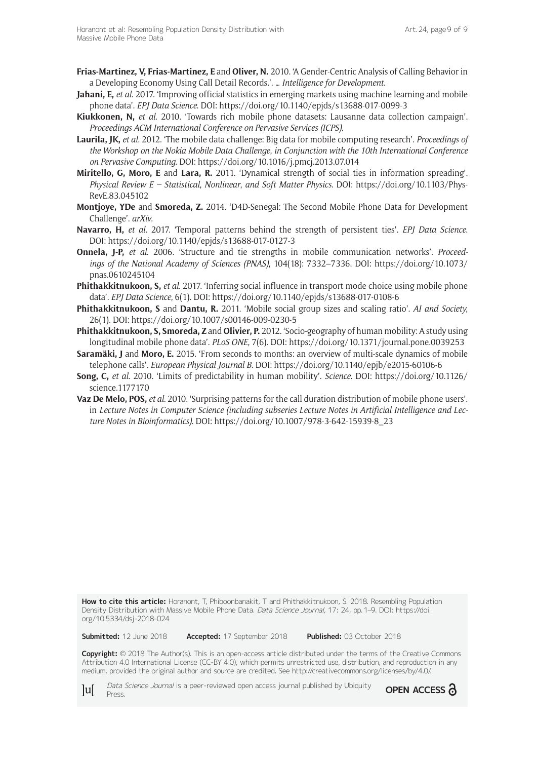**Frias-Martinez, V, Frias-Martinez, E** and **Oliver, N.** 2010. 'A Gender-Centric Analysis of Calling Behavior in a Developing Economy Using Call Detail Records.'. *... Intelligence for Development*.

**Jahani, E,** *et al*. 2017. 'Improving official statistics in emerging markets using machine learning and mobile phone data'. *EPJ Data Science*. DOI: https://doi.org/10.1140/epjds/s13688-017-0099-3

**Kiukkonen, N,** *et al*. 2010. 'Towards rich mobile phone datasets: Lausanne data collection campaign'. *Proceedings ACM International Conference on Pervasive Services (ICPS)*.

**Laurila, JK,** *et al*. 2012. 'The mobile data challenge: Big data for mobile computing research'. *Proceedings of the Workshop on the Nokia Mobile Data Challenge, in Conjunction with the 10th International Conference on Pervasive Computing*. DOI: https://doi.org/10.1016/j.pmcj.2013.07.014

**Miritello, G, Moro, E** and **Lara, R.** 2011. 'Dynamical strength of social ties in information spreading'. *Physical Review E – Statistical, Nonlinear, and Soft Matter Physics*. DOI: https://doi.org/10.1103/PhysRevE.83.045102

**Montjoye, YDe** and **Smoreda, Z.** 2014. 'D4D-Senegal: The Second Mobile Phone Data for Development Challenge'. *arXiv*.

**Navarro, H,** *et al*. 2017. 'Temporal patterns behind the strength of persistent ties'. *EPJ Data Science*. DOI: https://doi.org/10.1140/epjds/s13688-017-0127-3

**Onnela, J-P,** *et al*. 2006. 'Structure and tie strengths in mobile communication networks'. *Proceedings of the National Academy of Sciences (PNAS)*, 104(18): 7332–7336. DOI: https://doi.org/10.1073/pnas.0610245104

**Phithakkitnukoon, S,** *et al*. 2017. 'Inferring social influence in transport mode choice using mobile phone data'. *EPJ Data Science*, 6(1). DOI: https://doi.org/10.1140/epjds/s13688-017-0108-6

**Phithakkitnukoon, S** and **Dantu, R.** 2011. 'Mobile social group sizes and scaling ratio'. *AI and Society*, 26(1). DOI: https://doi.org/10.1007/s00146-009-0230-5

**Phithakkitnukoon, S, Smoreda, Z** and **Olivier, P.** 2012. 'Socio-geography of human mobility: A study using longitudinal mobile phone data'. *PLoS ONE*, 7(6). DOI: https://doi.org/10.1371/journal.pone.0039253

**Saramäki, J** and **Moro, E.** 2015. 'From seconds to months: an overview of multi-scale dynamics of mobile telephone calls'. *European Physical Journal B*. DOI: https://doi.org/10.1140/epjb/e2015-60106-6

**Song, C,** *et al*. 2010. 'Limits of predictability in human mobility'. *Science*. DOI: https://doi.org/10.1126/science.1177170

**Vaz De Melo, POS,** *et al*. 2010. 'Surprising patterns for the call duration distribution of mobile phone users'. in *Lecture Notes in Computer Science (including subseries Lecture Notes in Artificial Intelligence and Lecture Notes in Bioinformatics)*. DOI: https://doi.org/10.1007/978-3-642-15939-8_23

**How to cite this article:** Horanont, T, Phiboonbanakit, T and Phithakkitnukoon, S. 2018. Resembling Population Density Distribution with Massive Mobile Phone Data. *Data Science Journal,* 17: 24, pp. 1–9. DOI: https://doi.org/10.5334/dsj-2018-024

**Submitted:** 12 June 2018 **Accepted:** 17 September 2018 **Published:** 03 October 2018

**Copyright:** © 2018 The Author(s). This is an open-access article distributed under the terms of the Creative Commons Attribution 4.0 International License (CC-BY 4.0), which permits unrestricted use, distribution, and reproduction in any medium, provided the original author and source are credited. See http://creativecommons.org/licenses/by/4.0/.

*Data Science Journal* is a peer-reviewed open access journal published by Ubiquity Press.

**OPEN ACCESS**